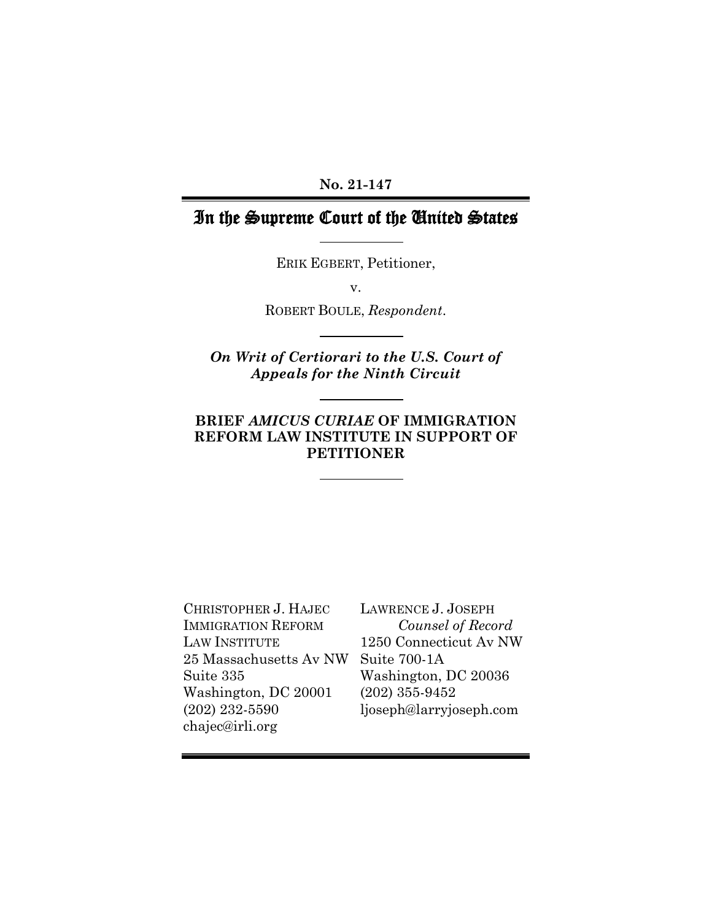**No. 21-147**

# In the Supreme Court of the United States

ERIK EGBERT, Petitioner,

v.

ROBERT BOULE, *Respondent*.

***On Writ of Certiorari to the U.S. Court of Appeals for the Ninth Circuit***

**BRIEF *AMICUS CURIAE* OF IMMIGRATION REFORM LAW INSTITUTE IN SUPPORT OF PETITIONER**

CHRISTOPHER J. HAJEC
IMMIGRATION REFORM LAW INSTITUTE
25 Massachusetts Av NW
Suite 335
Washington, DC 20001
(202) 232-5590
chajec@irli.org

LAWRENCE J. JOSEPH
*Counsel of Record*
1250 Connecticut Av NW
Suite 700-1A
Washington, DC 20036
(202) 355-9452
ljoseph@larryjoseph.com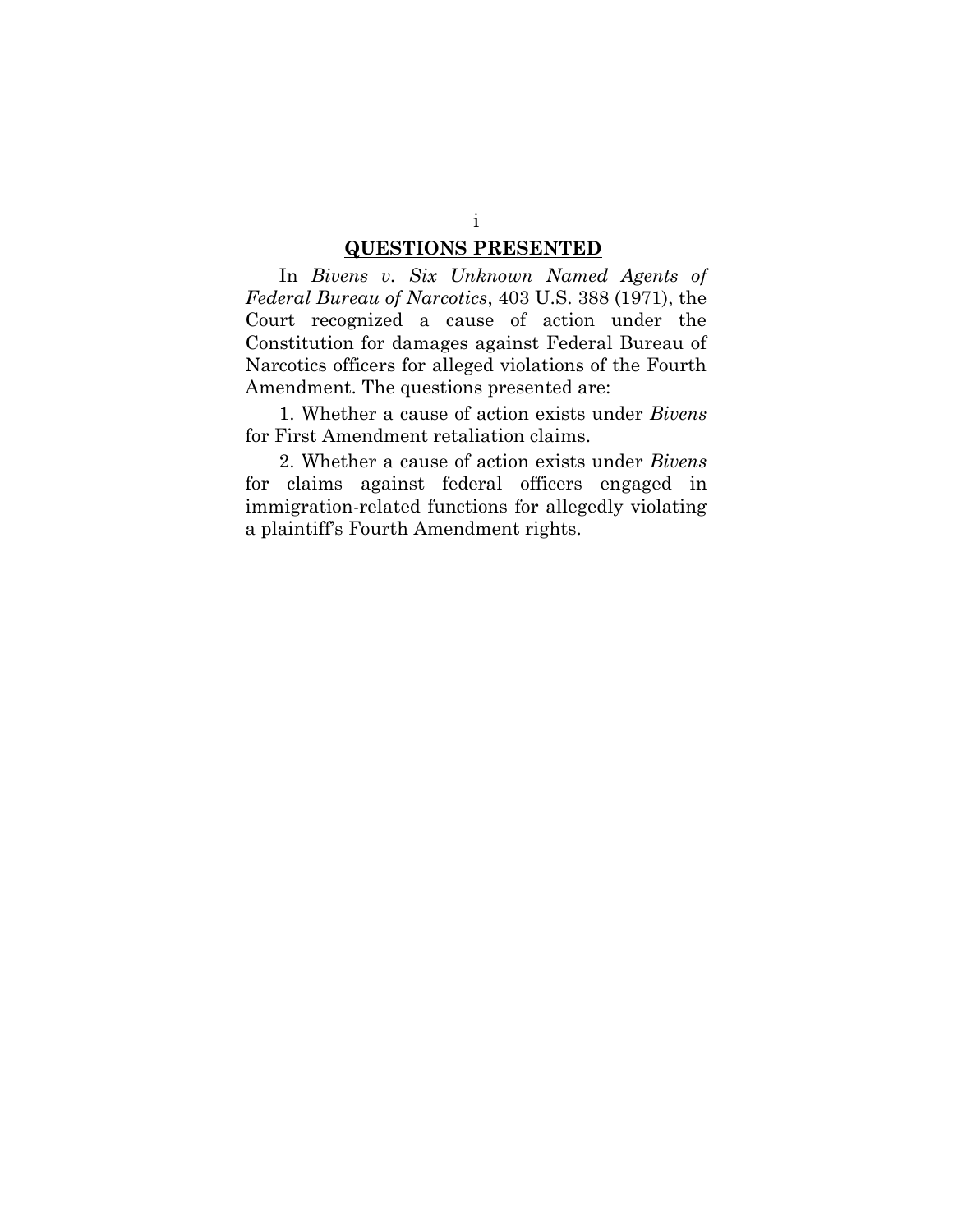## QUESTIONS PRESENTED

In *Bivens v. Six Unknown Named Agents of Federal Bureau of Narcotics*, 403 U.S. 388 (1971), the Court recognized a cause of action under the Constitution for damages against Federal Bureau of Narcotics officers for alleged violations of the Fourth Amendment. The questions presented are:

1. Whether a cause of action exists under *Bivens* for First Amendment retaliation claims.

2. Whether a cause of action exists under *Bivens* for claims against federal officers engaged in immigration-related functions for allegedly violating a plaintiff's Fourth Amendment rights.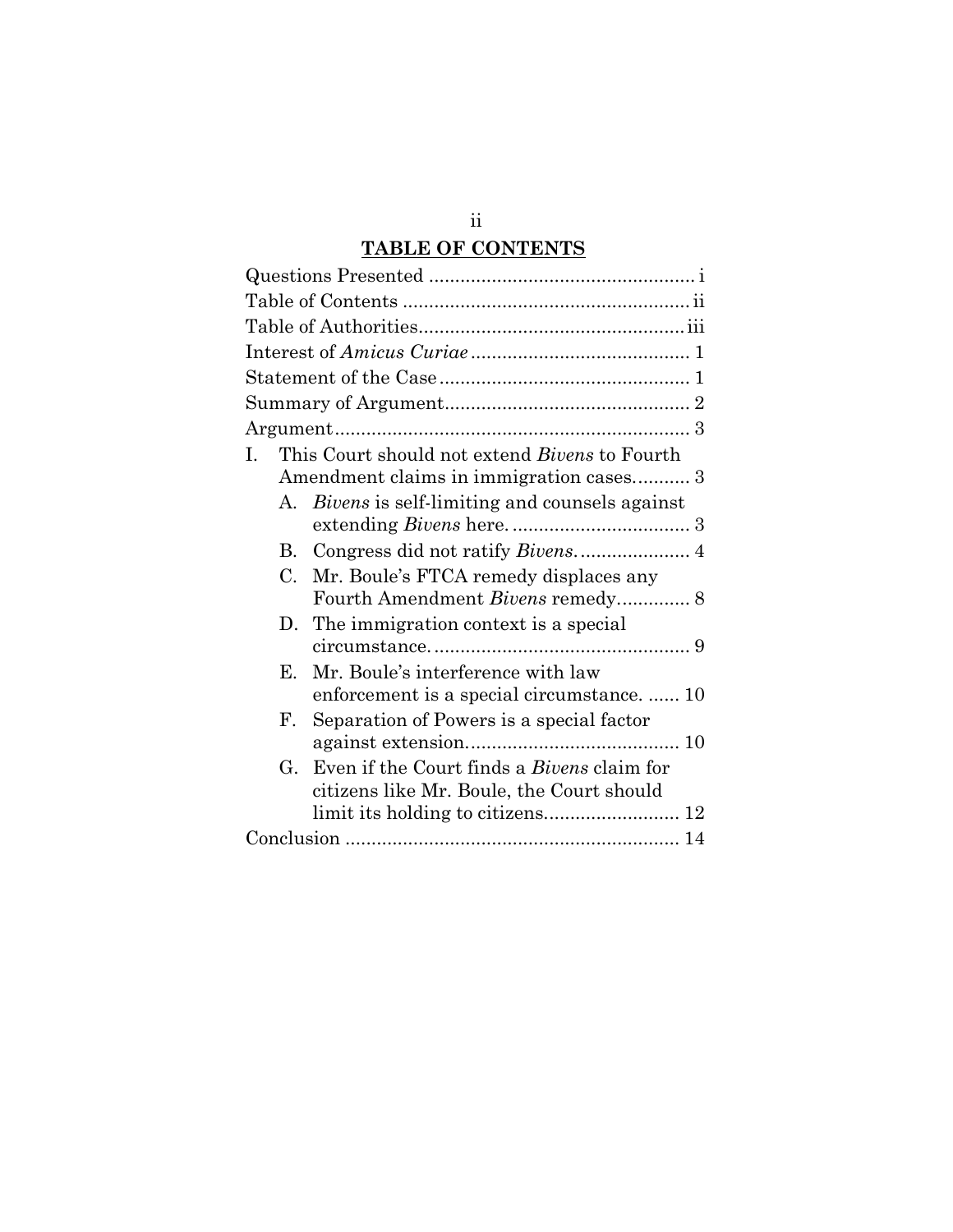## TABLE OF CONTENTS

Questions Presented ........................................................ i

Table of Contents ............................................................ ii

Table of Authorities......................................................... iii

Interest of *Amicus Curiae* ............................................... 1

Statement of the Case ..................................................... 1

Summary of Argument..................................................... 2

Argument.......................................................................... 3

I. This Court should not extend *Bivens* to Fourth Amendment claims in immigration cases........... 3

   A. *Bivens* is self-limiting and counsels against extending *Bivens* here. ................................. 3

   B. Congress did not ratify *Bivens*. .................... 4

   C. Mr. Boule's FTCA remedy displaces any Fourth Amendment *Bivens* remedy............. 8

   D. The immigration context is a special circumstance. ................................................ 9

   E. Mr. Boule's interference with law enforcement is a special circumstance. ....... 10

   F. Separation of Powers is a special factor against extension......................................... 10

   G. Even if the Court finds a *Bivens* claim for citizens like Mr. Boule, the Court should limit its holding to citizens.......................... 12

Conclusion ....................................................................... 14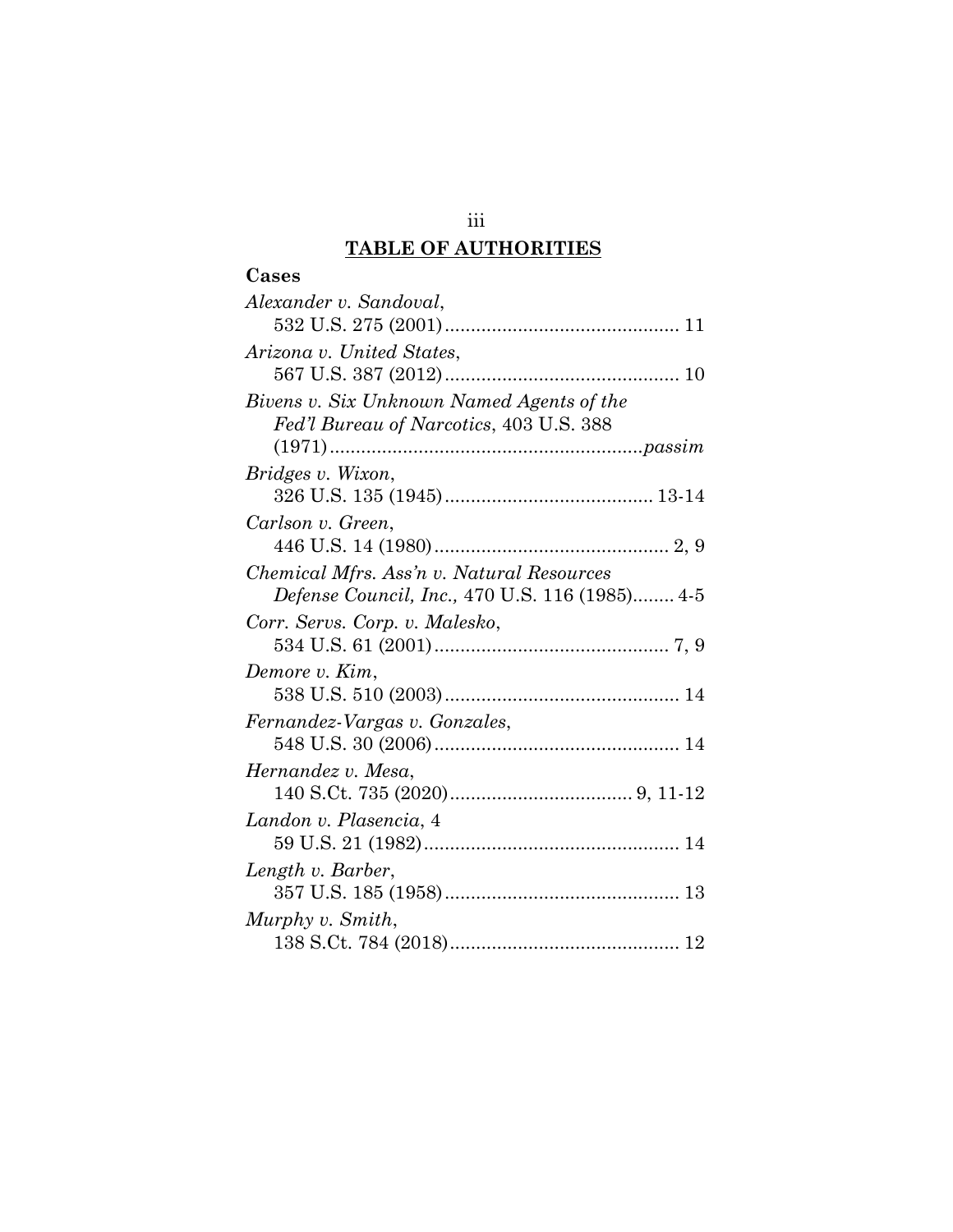## TABLE OF AUTHORITIES

### Cases

*Alexander v. Sandoval*, 532 U.S. 275 (2001) ........................................... 11

*Arizona v. United States*, 567 U.S. 387 (2012) ........................................... 10

*Bivens v. Six Unknown Named Agents of the Fed'l Bureau of Narcotics*, 403 U.S. 388 (1971) ...........................................................*passim*

*Bridges v. Wixon*, 326 U.S. 135 (1945) ........................................ 13-14

*Carlson v. Green*, 446 U.S. 14 (1980) ............................................ 2, 9

*Chemical Mfrs. Ass'n v. Natural Resources Defense Council, Inc.,* 470 U.S. 116 (1985)........ 4-5

*Corr. Servs. Corp. v. Malesko*, 534 U.S. 61 (2001) ............................................ 7, 9

*Demore v. Kim*, 538 U.S. 510 (2003) ............................................ 14

*Fernandez-Vargas v. Gonzales*, 548 U.S. 30 (2006) .............................................. 14

*Hernandez v. Mesa*, 140 S.Ct. 735 (2020) .................................. 9, 11-12

*Landon v. Plasencia*, 4 59 U.S. 21 (1982) ................................................ 14

*Length v. Barber*, 357 U.S. 185 (1958) ............................................ 13

*Murphy v. Smith*, 138 S.Ct. 784 (2018) ........................................... 12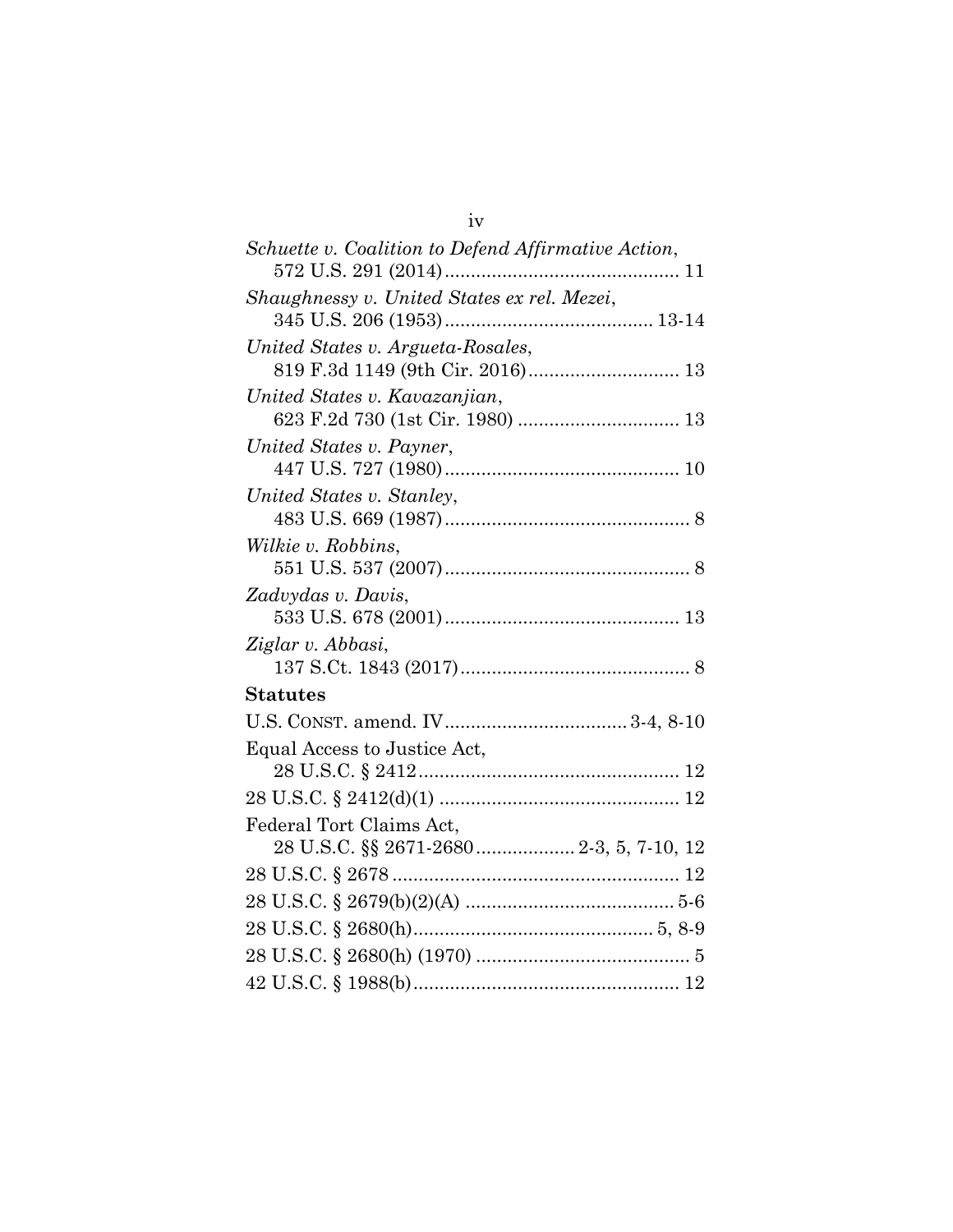*Schuette v. Coalition to Defend Affirmative Action*,
572 U.S. 291 (2014)............................................ 11

*Shaughnessy v. United States ex rel. Mezei*,
345 U.S. 206 (1953)........................................ 13-14

*United States v. Argueta-Rosales*,
819 F.3d 1149 (9th Cir. 2016)............................ 13

*United States v. Kavazanjian*,
623 F.2d 730 (1st Cir. 1980) .............................. 13

*United States v. Payner*,
447 U.S. 727 (1980)............................................ 10

*United States v. Stanley*,
483 U.S. 669 (1987).............................................. 8

*Wilkie v. Robbins*,
551 U.S. 537 (2007).............................................. 8

*Zadvydas v. Davis*,
533 U.S. 678 (2001)............................................ 13

*Ziglar v. Abbasi*,
137 S.Ct. 1843 (2017)........................................... 8

**Statutes**

U.S. CONST. amend. IV.................................. 3-4, 8-10

Equal Access to Justice Act,
28 U.S.C. § 2412................................................. 12

28 U.S.C. § 2412(d)(1) ............................................. 12

Federal Tort Claims Act,
28 U.S.C. §§ 2671-2680.................. 2-3, 5, 7-10, 12

28 U.S.C. § 2678 ...................................................... 12

28 U.S.C. § 2679(b)(2)(A) ....................................... 5-6

28 U.S.C. § 2680(h)............................................. 5, 8-9

28 U.S.C. § 2680(h) (1970) ......................................... 5

42 U.S.C. § 1988(b).................................................. 12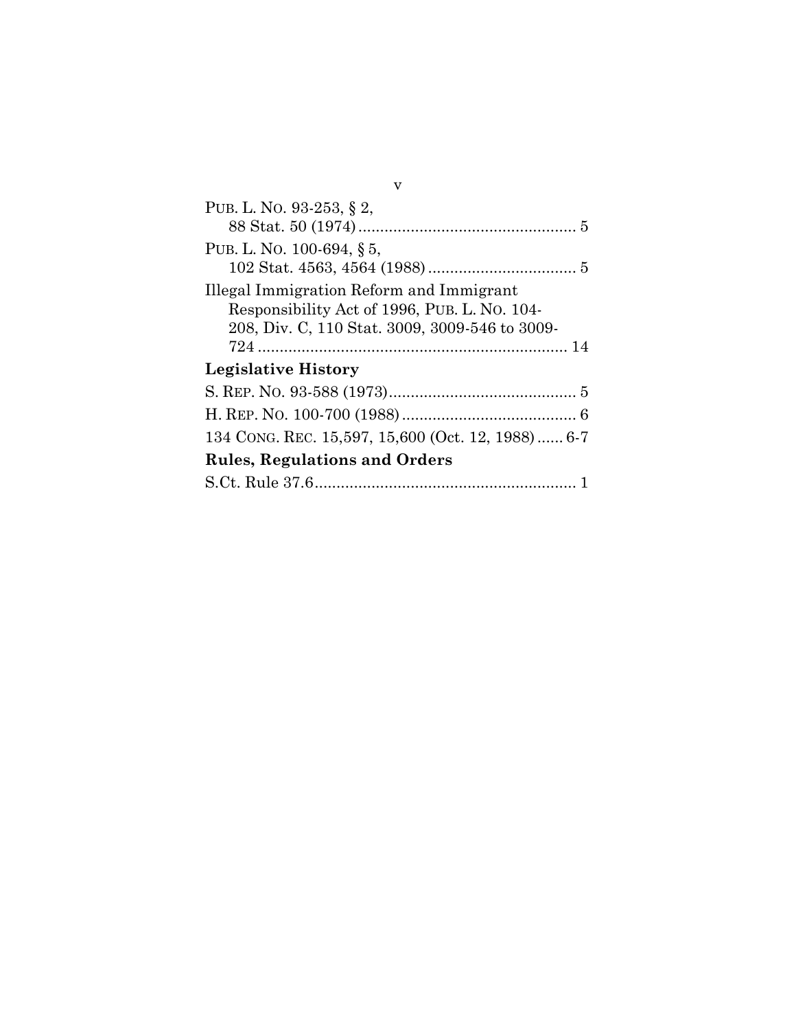PUB. L. NO. 93-253, § 2,
88 Stat. 50 (1974) .................................................. 5

PUB. L. NO. 100-694, § 5,
102 Stat. 4563, 4564 (1988) .................................. 5

Illegal Immigration Reform and Immigrant Responsibility Act of 1996, PUB. L. NO. 104-208, Div. C, 110 Stat. 3009, 3009-546 to 3009-724 ....................................................................... 14

**Legislative History**

S. REP. NO. 93-588 (1973) ........................................... 5

H. REP. NO. 100-700 (1988) ........................................ 6

134 CONG. REC. 15,597, 15,600 (Oct. 12, 1988) ...... 6-7

**Rules, Regulations and Orders**

S.Ct. Rule 37.6 ............................................................ 1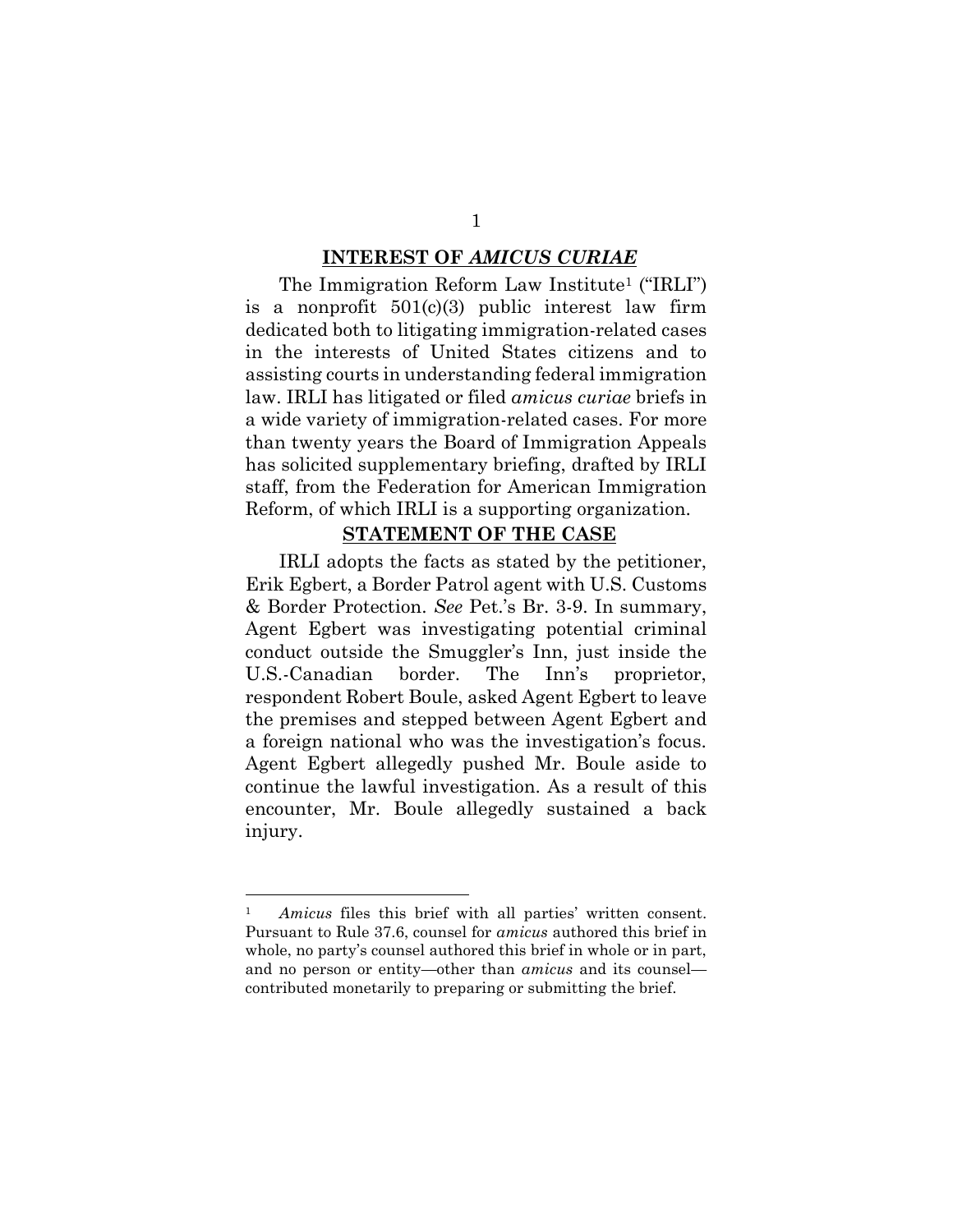## INTEREST OF *AMICUS CURIAE*

The Immigration Reform Law Institute[1] ("IRLI") is a nonprofit 501(c)(3) public interest law firm dedicated both to litigating immigration-related cases in the interests of United States citizens and to assisting courts in understanding federal immigration law. IRLI has litigated or filed *amicus curiae* briefs in a wide variety of immigration-related cases. For more than twenty years the Board of Immigration Appeals has solicited supplementary briefing, drafted by IRLI staff, from the Federation for American Immigration Reform, of which IRLI is a supporting organization.

## STATEMENT OF THE CASE

IRLI adopts the facts as stated by the petitioner, Erik Egbert, a Border Patrol agent with U.S. Customs & Border Protection. *See* Pet.'s Br. 3-9. In summary, Agent Egbert was investigating potential criminal conduct outside the Smuggler's Inn, just inside the U.S.-Canadian border. The Inn's proprietor, respondent Robert Boule, asked Agent Egbert to leave the premises and stepped between Agent Egbert and a foreign national who was the investigation's focus. Agent Egbert allegedly pushed Mr. Boule aside to continue the lawful investigation. As a result of this encounter, Mr. Boule allegedly sustained a back injury.

---

[1] *Amicus* files this brief with all parties' written consent. Pursuant to Rule 37.6, counsel for *amicus* authored this brief in whole, no party's counsel authored this brief in whole or in part, and no person or entity—other than *amicus* and its counsel—contributed monetarily to preparing or submitting the brief.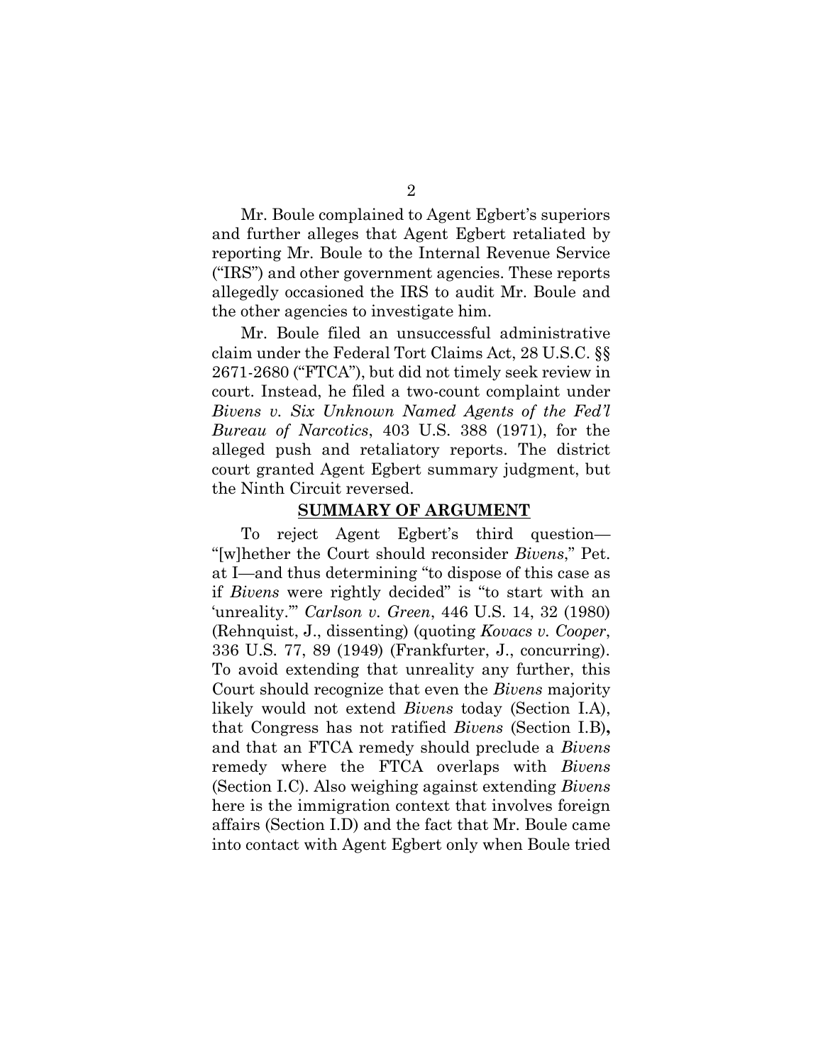Mr. Boule complained to Agent Egbert's superiors and further alleges that Agent Egbert retaliated by reporting Mr. Boule to the Internal Revenue Service ("IRS") and other government agencies. These reports allegedly occasioned the IRS to audit Mr. Boule and the other agencies to investigate him.

Mr. Boule filed an unsuccessful administrative claim under the Federal Tort Claims Act, 28 U.S.C. §§ 2671-2680 ("FTCA"), but did not timely seek review in court. Instead, he filed a two-count complaint under *Bivens v. Six Unknown Named Agents of the Fed'l Bureau of Narcotics*, 403 U.S. 388 (1971), for the alleged push and retaliatory reports. The district court granted Agent Egbert summary judgment, but the Ninth Circuit reversed.

## SUMMARY OF ARGUMENT

To reject Agent Egbert's third question—"[w]hether the Court should reconsider *Bivens*," Pet. at I—and thus determining "to dispose of this case as if *Bivens* were rightly decided" is "to start with an 'unreality.'" *Carlson v. Green*, 446 U.S. 14, 32 (1980) (Rehnquist, J., dissenting) (quoting *Kovacs v. Cooper*, 336 U.S. 77, 89 (1949) (Frankfurter, J., concurring). To avoid extending that unreality any further, this Court should recognize that even the *Bivens* majority likely would not extend *Bivens* today (Section I.A), that Congress has not ratified *Bivens* (Section I.B), and that an FTCA remedy should preclude a *Bivens* remedy where the FTCA overlaps with *Bivens* (Section I.C). Also weighing against extending *Bivens* here is the immigration context that involves foreign affairs (Section I.D) and the fact that Mr. Boule came into contact with Agent Egbert only when Boule tried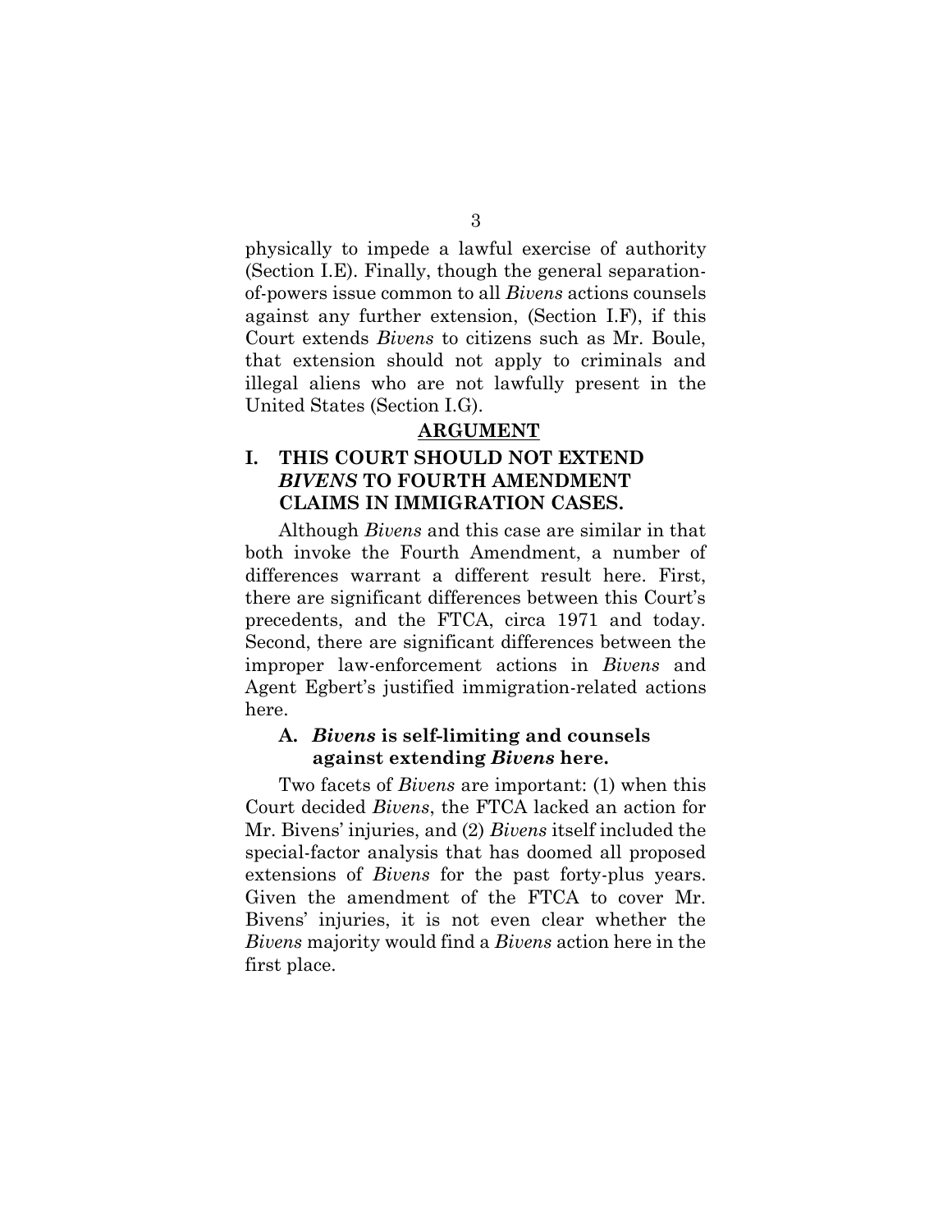physically to impede a lawful exercise of authority (Section I.E). Finally, though the general separation-of-powers issue common to all *Bivens* actions counsels against any further extension, (Section I.F), if this Court extends *Bivens* to citizens such as Mr. Boule, that extension should not apply to criminals and illegal aliens who are not lawfully present in the United States (Section I.G).

## ARGUMENT

### I. THIS COURT SHOULD NOT EXTEND *BIVENS* TO FOURTH AMENDMENT CLAIMS IN IMMIGRATION CASES.

Although *Bivens* and this case are similar in that both invoke the Fourth Amendment, a number of differences warrant a different result here. First, there are significant differences between this Court's precedents, and the FTCA, circa 1971 and today. Second, there are significant differences between the improper law-enforcement actions in *Bivens* and Agent Egbert's justified immigration-related actions here.

#### A. *Bivens* is self-limiting and counsels against extending *Bivens* here.

Two facets of *Bivens* are important: (1) when this Court decided *Bivens*, the FTCA lacked an action for Mr. Bivens' injuries, and (2) *Bivens* itself included the special-factor analysis that has doomed all proposed extensions of *Bivens* for the past forty-plus years. Given the amendment of the FTCA to cover Mr. Bivens' injuries, it is not even clear whether the *Bivens* majority would find a *Bivens* action here in the first place.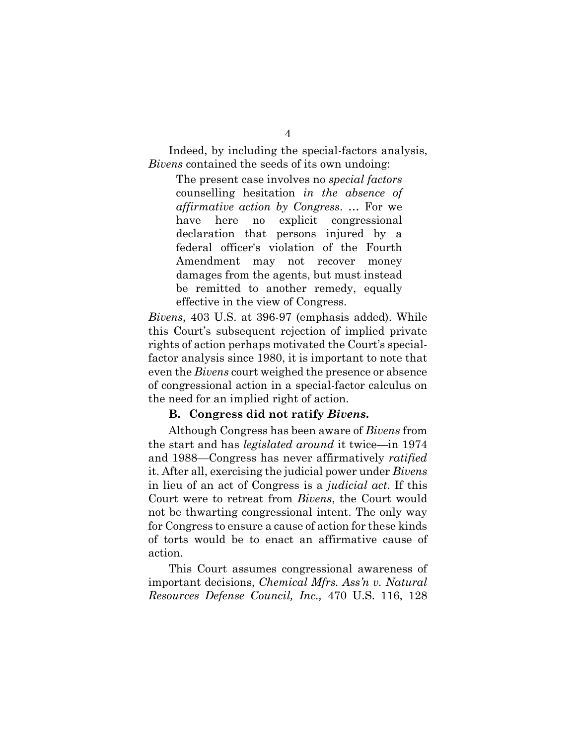Indeed, by including the special-factors analysis, *Bivens* contained the seeds of its own undoing:

> The present case involves no *special factors* counselling hesitation *in the absence of affirmative action by Congress*. … For we have here no explicit congressional declaration that persons injured by a federal officer's violation of the Fourth Amendment may not recover money damages from the agents, but must instead be remitted to another remedy, equally effective in the view of Congress.

*Bivens*, 403 U.S. at 396-97 (emphasis added). While this Court's subsequent rejection of implied private rights of action perhaps motivated the Court's special-factor analysis since 1980, it is important to note that even the *Bivens* court weighed the presence or absence of congressional action in a special-factor calculus on the need for an implied right of action.

### B. Congress did not ratify *Bivens*.

Although Congress has been aware of *Bivens* from the start and has *legislated around* it twice—in 1974 and 1988—Congress has never affirmatively *ratified* it. After all, exercising the judicial power under *Bivens* in lieu of an act of Congress is a *judicial act*. If this Court were to retreat from *Bivens*, the Court would not be thwarting congressional intent. The only way for Congress to ensure a cause of action for these kinds of torts would be to enact an affirmative cause of action.

This Court assumes congressional awareness of important decisions, *Chemical Mfrs. Ass'n v. Natural Resources Defense Council, Inc.,* 470 U.S. 116, 128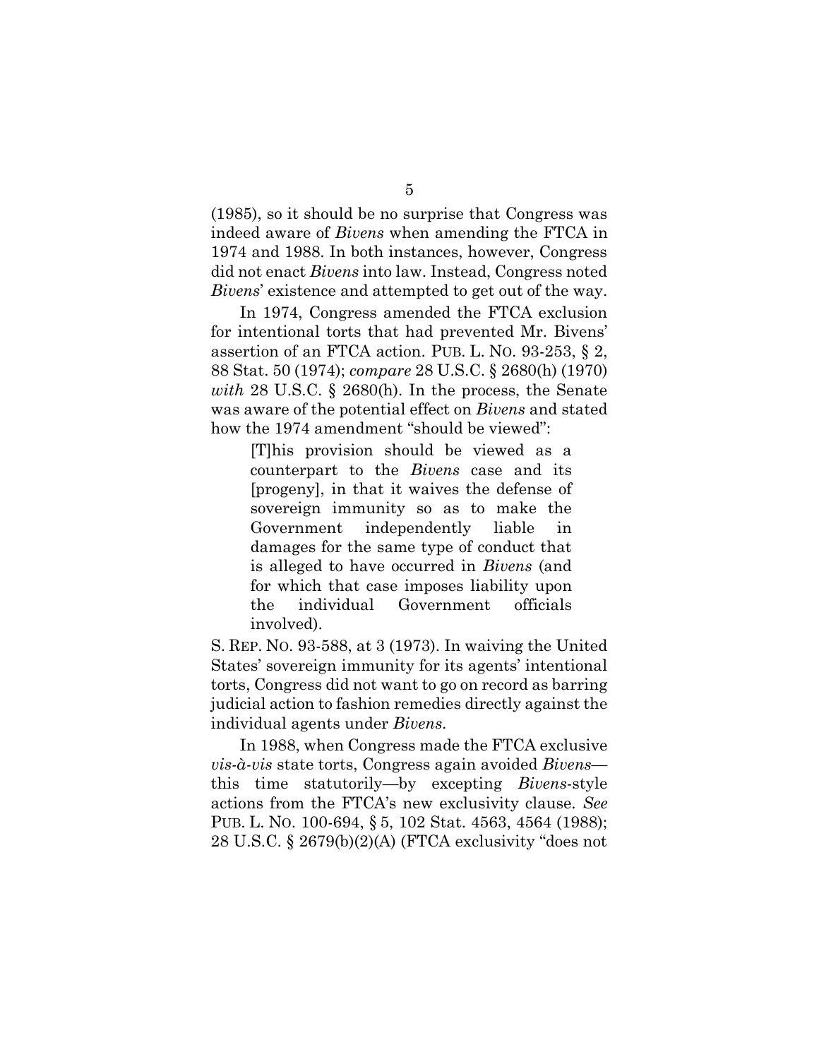(1985), so it should be no surprise that Congress was indeed aware of *Bivens* when amending the FTCA in 1974 and 1988. In both instances, however, Congress did not enact *Bivens* into law. Instead, Congress noted *Bivens*' existence and attempted to get out of the way.

In 1974, Congress amended the FTCA exclusion for intentional torts that had prevented Mr. Bivens' assertion of an FTCA action. PUB. L. NO. 93-253, § 2, 88 Stat. 50 (1974); *compare* 28 U.S.C. § 2680(h) (1970) *with* 28 U.S.C. § 2680(h). In the process, the Senate was aware of the potential effect on *Bivens* and stated how the 1974 amendment "should be viewed":

> [T]his provision should be viewed as a counterpart to the *Bivens* case and its [progeny], in that it waives the defense of sovereign immunity so as to make the Government independently liable in damages for the same type of conduct that is alleged to have occurred in *Bivens* (and for which that case imposes liability upon the individual Government officials involved).

S. REP. NO. 93-588, at 3 (1973). In waiving the United States' sovereign immunity for its agents' intentional torts, Congress did not want to go on record as barring judicial action to fashion remedies directly against the individual agents under *Bivens*.

In 1988, when Congress made the FTCA exclusive *vis-à-vis* state torts, Congress again avoided *Bivens*—this time statutorily—by excepting *Bivens*-style actions from the FTCA's new exclusivity clause. *See* PUB. L. NO. 100-694, § 5, 102 Stat. 4563, 4564 (1988); 28 U.S.C. § 2679(b)(2)(A) (FTCA exclusivity "does not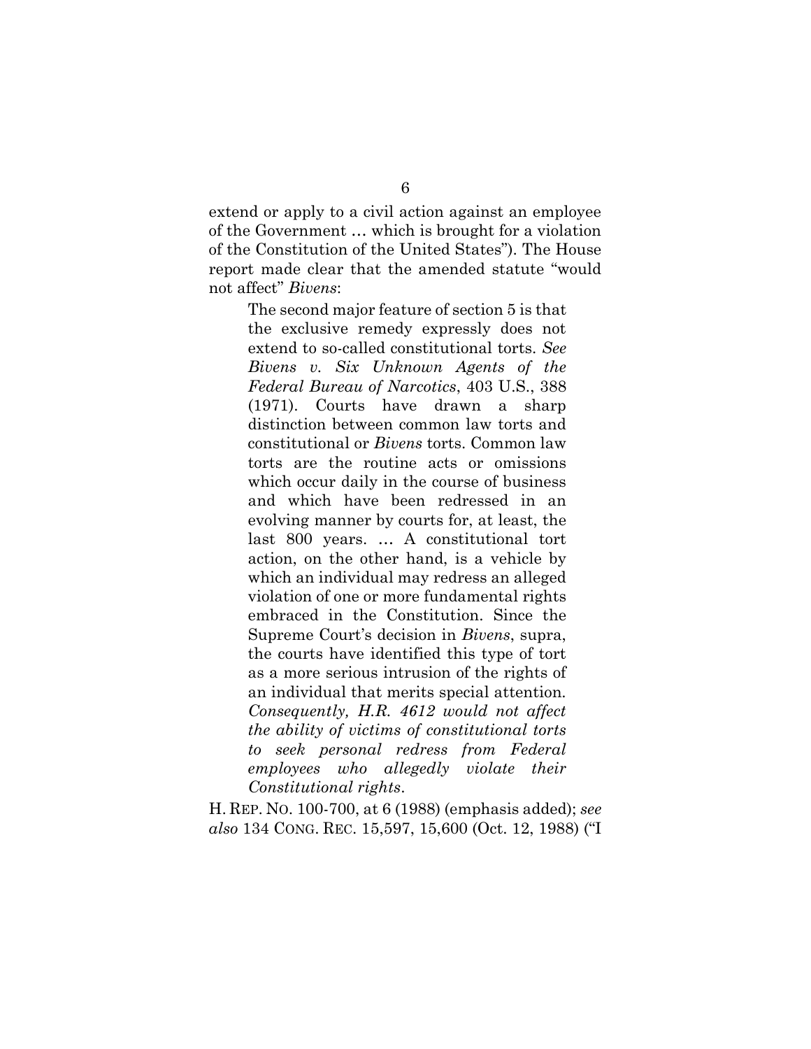extend or apply to a civil action against an employee of the Government … which is brought for a violation of the Constitution of the United States"). The House report made clear that the amended statute "would not affect" *Bivens*:

> The second major feature of section 5 is that the exclusive remedy expressly does not extend to so-called constitutional torts. *See Bivens v. Six Unknown Agents of the Federal Bureau of Narcotics*, 403 U.S., 388 (1971). Courts have drawn a sharp distinction between common law torts and constitutional or *Bivens* torts. Common law torts are the routine acts or omissions which occur daily in the course of business and which have been redressed in an evolving manner by courts for, at least, the last 800 years. … A constitutional tort action, on the other hand, is a vehicle by which an individual may redress an alleged violation of one or more fundamental rights embraced in the Constitution. Since the Supreme Court's decision in *Bivens*, supra, the courts have identified this type of tort as a more serious intrusion of the rights of an individual that merits special attention. *Consequently, H.R. 4612 would not affect the ability of victims of constitutional torts to seek personal redress from Federal employees who allegedly violate their Constitutional rights*.

H. REP. NO. 100-700, at 6 (1988) (emphasis added); *see also* 134 CONG. REC. 15,597, 15,600 (Oct. 12, 1988) ("I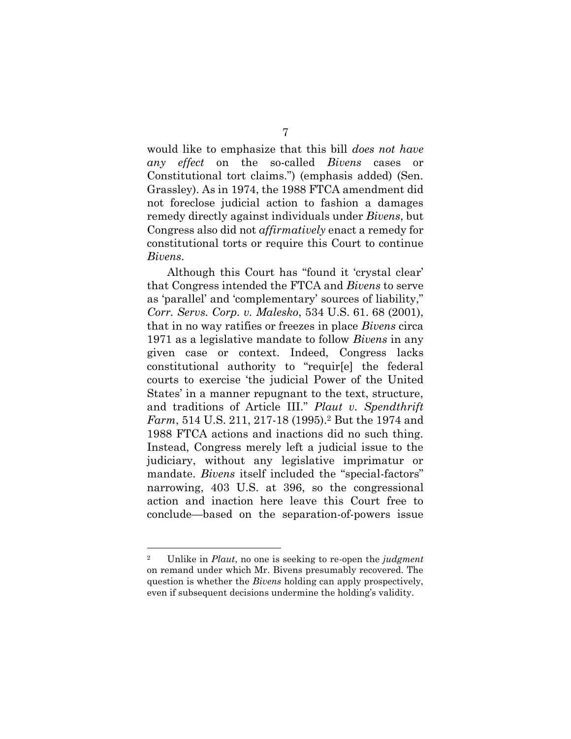would like to emphasize that this bill *does not have any effect* on the so-called *Bivens* cases or Constitutional tort claims.") (emphasis added) (Sen. Grassley). As in 1974, the 1988 FTCA amendment did not foreclose judicial action to fashion a damages remedy directly against individuals under *Bivens*, but Congress also did not *affirmatively* enact a remedy for constitutional torts or require this Court to continue *Bivens*.

Although this Court has "found it 'crystal clear' that Congress intended the FTCA and *Bivens* to serve as 'parallel' and 'complementary' sources of liability," *Corr. Servs. Corp. v. Malesko*, 534 U.S. 61. 68 (2001), that in no way ratifies or freezes in place *Bivens* circa 1971 as a legislative mandate to follow *Bivens* in any given case or context. Indeed, Congress lacks constitutional authority to "requir[e] the federal courts to exercise 'the judicial Power of the United States' in a manner repugnant to the text, structure, and traditions of Article III." *Plaut v. Spendthrift Farm*, 514 U.S. 211, 217-18 (1995).[2] But the 1974 and 1988 FTCA actions and inactions did no such thing. Instead, Congress merely left a judicial issue to the judiciary, without any legislative imprimatur or mandate. *Bivens* itself included the "special-factors" narrowing, 403 U.S. at 396, so the congressional action and inaction here leave this Court free to conclude—based on the separation-of-powers issue

---

[2] Unlike in *Plaut*, no one is seeking to re-open the *judgment* on remand under which Mr. Bivens presumably recovered. The question is whether the *Bivens* holding can apply prospectively, even if subsequent decisions undermine the holding's validity.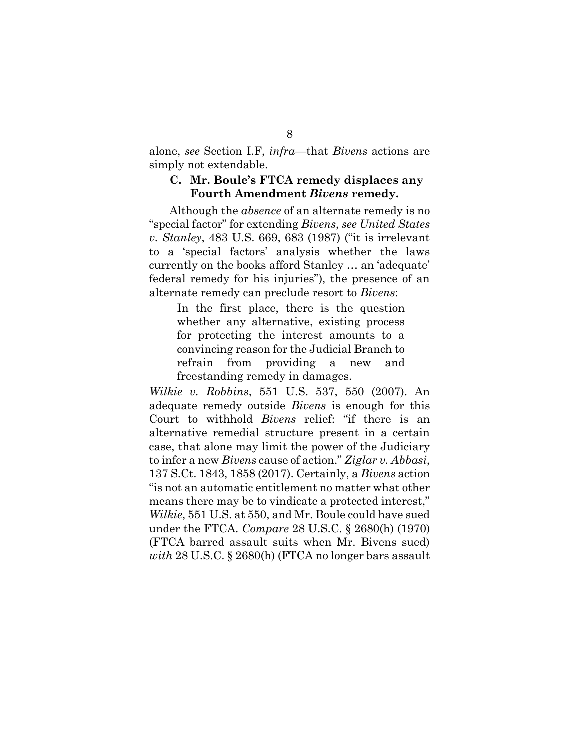alone, *see* Section I.F, *infra*—that *Bivens* actions are simply not extendable.

### C. Mr. Boule's FTCA remedy displaces any Fourth Amendment *Bivens* remedy.

Although the *absence* of an alternate remedy is no "special factor" for extending *Bivens*, *see United States v. Stanley*, 483 U.S. 669, 683 (1987) ("it is irrelevant to a 'special factors' analysis whether the laws currently on the books afford Stanley … an 'adequate' federal remedy for his injuries"), the presence of an alternate remedy can preclude resort to *Bivens*:

> In the first place, there is the question whether any alternative, existing process for protecting the interest amounts to a convincing reason for the Judicial Branch to refrain from providing a new and freestanding remedy in damages.

*Wilkie v. Robbins*, 551 U.S. 537, 550 (2007). An adequate remedy outside *Bivens* is enough for this Court to withhold *Bivens* relief: "if there is an alternative remedial structure present in a certain case, that alone may limit the power of the Judiciary to infer a new *Bivens* cause of action." *Ziglar v. Abbasi*, 137 S.Ct. 1843, 1858 (2017). Certainly, a *Bivens* action "is not an automatic entitlement no matter what other means there may be to vindicate a protected interest," *Wilkie*, 551 U.S. at 550, and Mr. Boule could have sued under the FTCA. *Compare* 28 U.S.C. § 2680(h) (1970) (FTCA barred assault suits when Mr. Bivens sued) *with* 28 U.S.C. § 2680(h) (FTCA no longer bars assault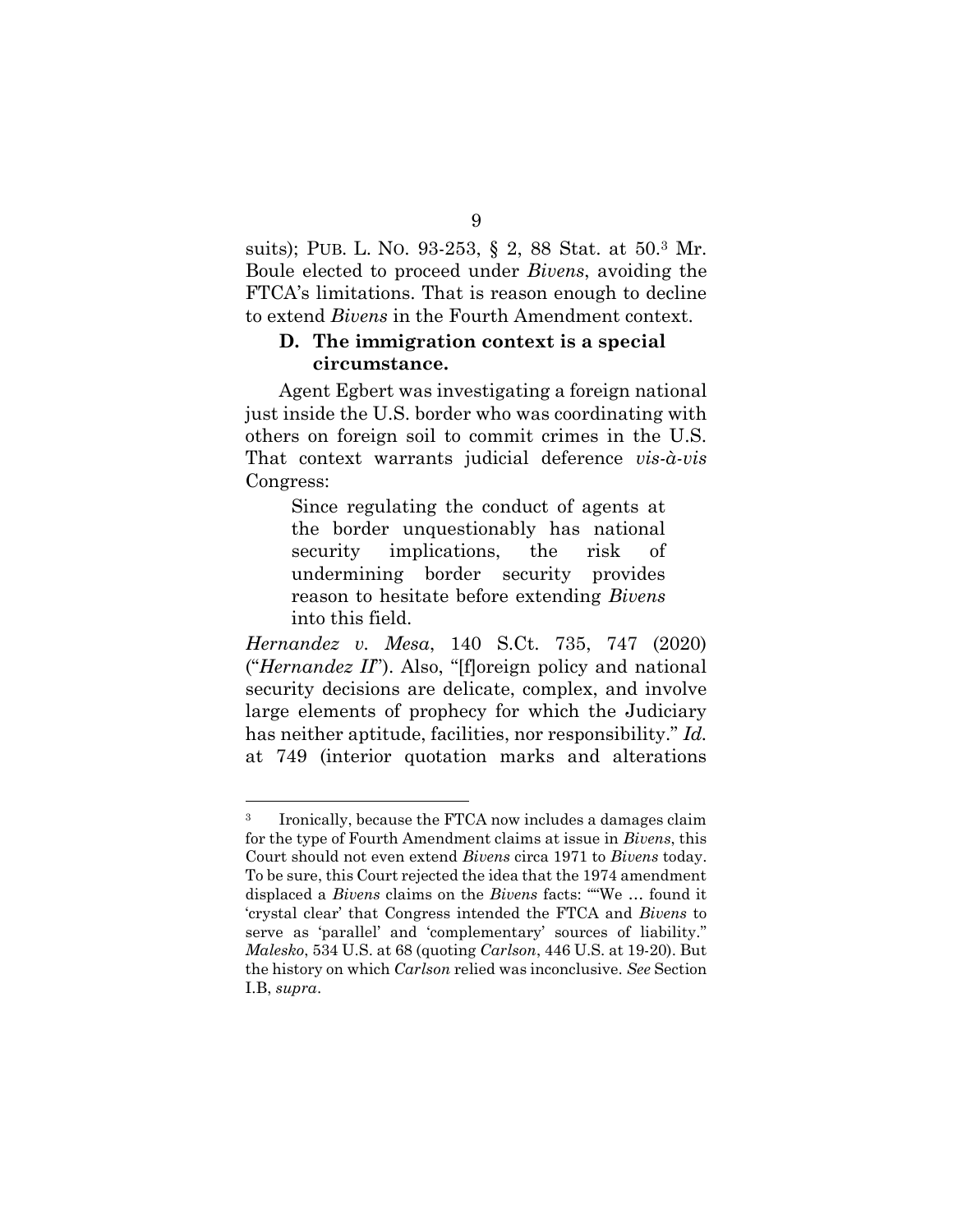suits); PUB. L. NO. 93-253, § 2, 88 Stat. at 50.[3] Mr. Boule elected to proceed under *Bivens*, avoiding the FTCA's limitations. That is reason enough to decline to extend *Bivens* in the Fourth Amendment context.

### D. The immigration context is a special circumstance.

Agent Egbert was investigating a foreign national just inside the U.S. border who was coordinating with others on foreign soil to commit crimes in the U.S. That context warrants judicial deference *vis-à-vis* Congress:

> Since regulating the conduct of agents at the border unquestionably has national security implications, the risk of undermining border security provides reason to hesitate before extending *Bivens* into this field.

*Hernandez v. Mesa*, 140 S.Ct. 735, 747 (2020) ("*Hernandez II*"). Also, "[f]oreign policy and national security decisions are delicate, complex, and involve large elements of prophecy for which the Judiciary has neither aptitude, facilities, nor responsibility." *Id.* at 749 (interior quotation marks and alterations

---

[3] Ironically, because the FTCA now includes a damages claim for the type of Fourth Amendment claims at issue in *Bivens*, this Court should not even extend *Bivens* circa 1971 to *Bivens* today. To be sure, this Court rejected the idea that the 1974 amendment displaced a *Bivens* claims on the *Bivens* facts: ""We … found it 'crystal clear' that Congress intended the FTCA and *Bivens* to serve as 'parallel' and 'complementary' sources of liability." *Malesko*, 534 U.S. at 68 (quoting *Carlson*, 446 U.S. at 19-20). But the history on which *Carlson* relied was inconclusive. *See* Section I.B, *supra*.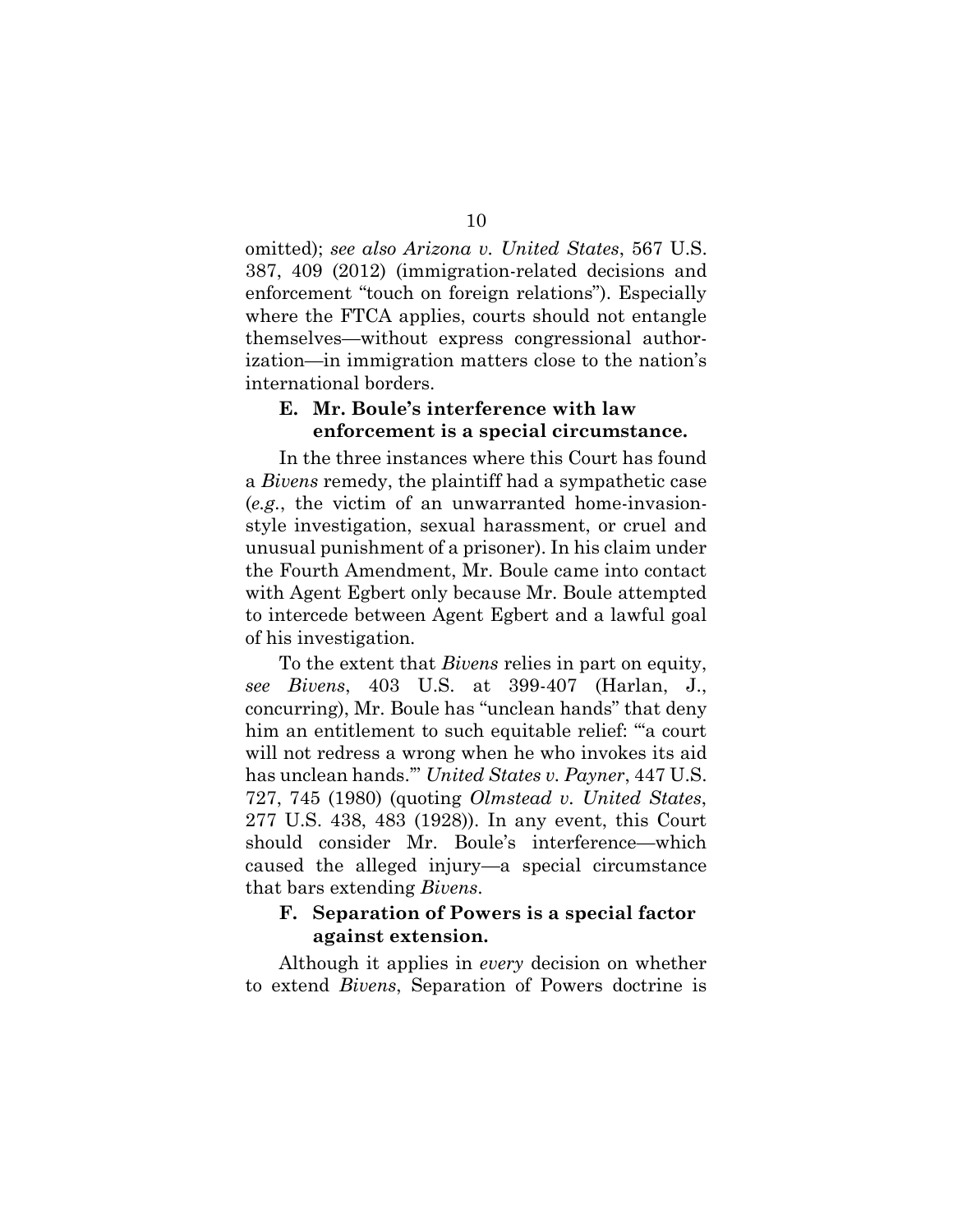omitted); *see also Arizona v. United States*, 567 U.S. 387, 409 (2012) (immigration-related decisions and enforcement "touch on foreign relations"). Especially where the FTCA applies, courts should not entangle themselves—without express congressional authorization—in immigration matters close to the nation's international borders.

### E. Mr. Boule's interference with law enforcement is a special circumstance.

In the three instances where this Court has found a *Bivens* remedy, the plaintiff had a sympathetic case (*e.g.*, the victim of an unwarranted home-invasion-style investigation, sexual harassment, or cruel and unusual punishment of a prisoner). In his claim under the Fourth Amendment, Mr. Boule came into contact with Agent Egbert only because Mr. Boule attempted to intercede between Agent Egbert and a lawful goal of his investigation.

To the extent that *Bivens* relies in part on equity, *see Bivens*, 403 U.S. at 399-407 (Harlan, J., concurring), Mr. Boule has "unclean hands" that deny him an entitlement to such equitable relief: "'a court will not redress a wrong when he who invokes its aid has unclean hands.'" *United States v. Payner*, 447 U.S. 727, 745 (1980) (quoting *Olmstead v. United States*, 277 U.S. 438, 483 (1928)). In any event, this Court should consider Mr. Boule's interference—which caused the alleged injury—a special circumstance that bars extending *Bivens*.

### F. Separation of Powers is a special factor against extension.

Although it applies in *every* decision on whether to extend *Bivens*, Separation of Powers doctrine is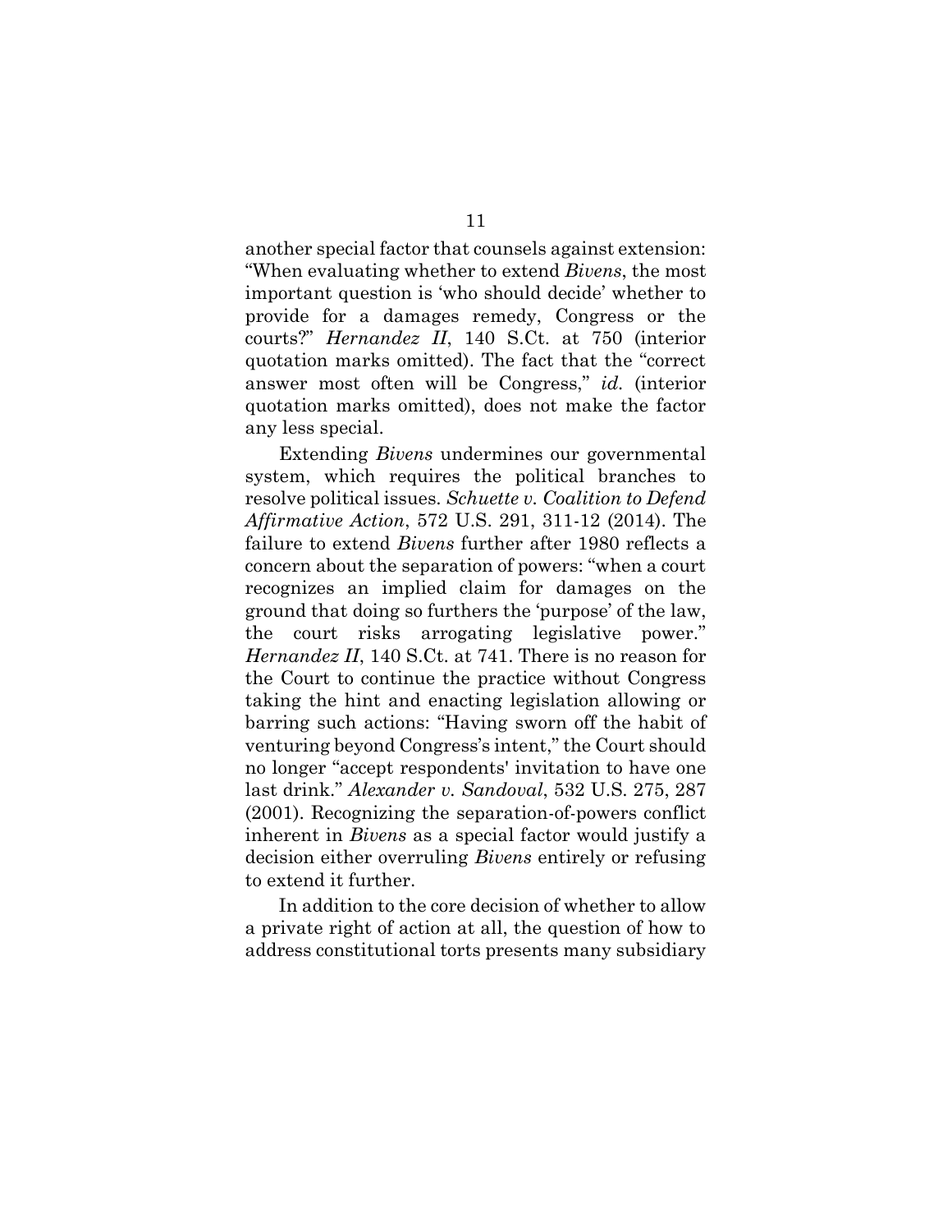another special factor that counsels against extension: "When evaluating whether to extend *Bivens*, the most important question is 'who should decide' whether to provide for a damages remedy, Congress or the courts?" *Hernandez II*, 140 S.Ct. at 750 (interior quotation marks omitted). The fact that the "correct answer most often will be Congress," *id.* (interior quotation marks omitted), does not make the factor any less special.

Extending *Bivens* undermines our governmental system, which requires the political branches to resolve political issues. *Schuette v. Coalition to Defend Affirmative Action*, 572 U.S. 291, 311-12 (2014). The failure to extend *Bivens* further after 1980 reflects a concern about the separation of powers: "when a court recognizes an implied claim for damages on the ground that doing so furthers the 'purpose' of the law, the court risks arrogating legislative power." *Hernandez II*, 140 S.Ct. at 741. There is no reason for the Court to continue the practice without Congress taking the hint and enacting legislation allowing or barring such actions: "Having sworn off the habit of venturing beyond Congress's intent," the Court should no longer "accept respondents' invitation to have one last drink." *Alexander v. Sandoval*, 532 U.S. 275, 287 (2001). Recognizing the separation-of-powers conflict inherent in *Bivens* as a special factor would justify a decision either overruling *Bivens* entirely or refusing to extend it further.

In addition to the core decision of whether to allow a private right of action at all, the question of how to address constitutional torts presents many subsidiary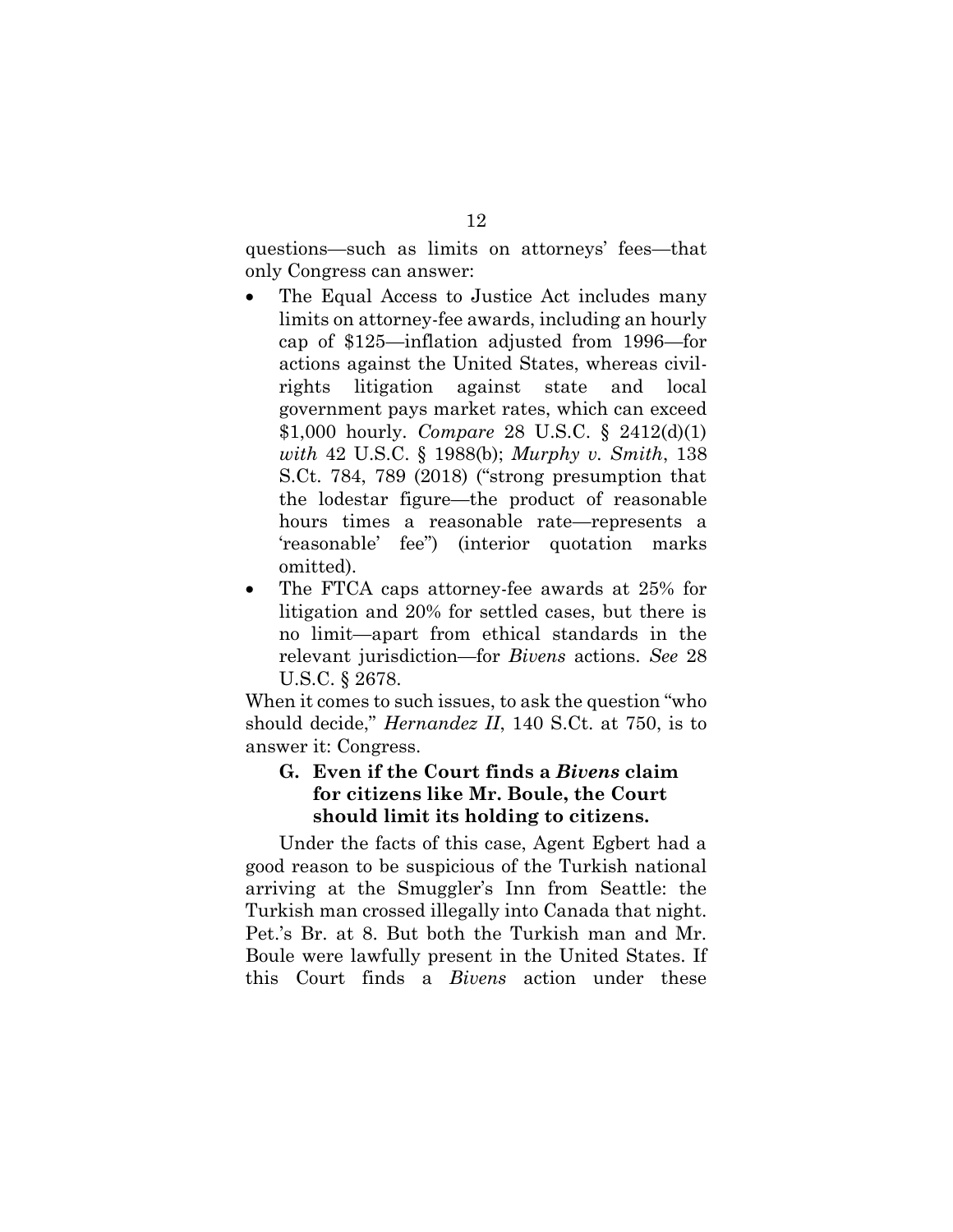questions—such as limits on attorneys' fees—that only Congress can answer:

- The Equal Access to Justice Act includes many limits on attorney-fee awards, including an hourly cap of $125—inflation adjusted from 1996—for actions against the United States, whereas civil-rights litigation against state and local government pays market rates, which can exceed $1,000 hourly. *Compare* 28 U.S.C. § 2412(d)(1) *with* 42 U.S.C. § 1988(b); *Murphy v. Smith*, 138 S.Ct. 784, 789 (2018) ("strong presumption that the lodestar figure—the product of reasonable hours times a reasonable rate—represents a 'reasonable' fee") (interior quotation marks omitted).
- The FTCA caps attorney-fee awards at 25% for litigation and 20% for settled cases, but there is no limit—apart from ethical standards in the relevant jurisdiction—for *Bivens* actions. *See* 28 U.S.C. § 2678.

When it comes to such issues, to ask the question "who should decide," *Hernandez II*, 140 S.Ct. at 750, is to answer it: Congress.

### G. Even if the Court finds a *Bivens* claim for citizens like Mr. Boule, the Court should limit its holding to citizens.

Under the facts of this case, Agent Egbert had a good reason to be suspicious of the Turkish national arriving at the Smuggler's Inn from Seattle: the Turkish man crossed illegally into Canada that night. Pet.'s Br. at 8. But both the Turkish man and Mr. Boule were lawfully present in the United States. If this Court finds a *Bivens* action under these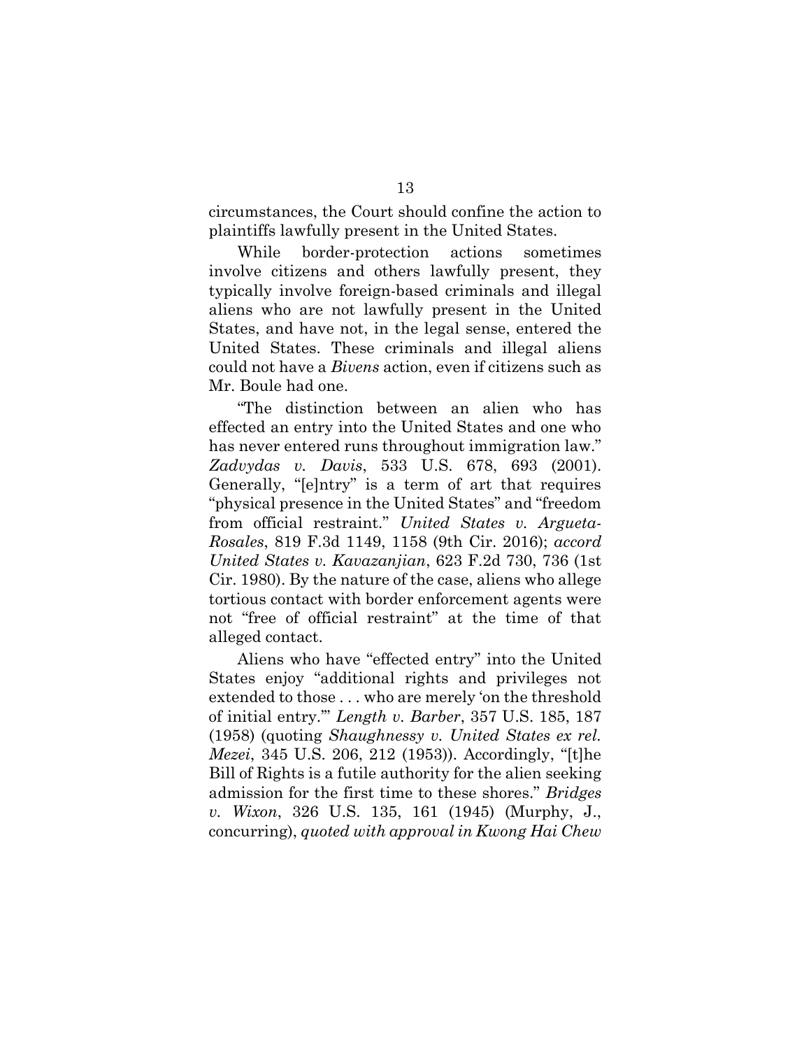circumstances, the Court should confine the action to plaintiffs lawfully present in the United States.

While border-protection actions sometimes involve citizens and others lawfully present, they typically involve foreign-based criminals and illegal aliens who are not lawfully present in the United States, and have not, in the legal sense, entered the United States. These criminals and illegal aliens could not have a *Bivens* action, even if citizens such as Mr. Boule had one.

"The distinction between an alien who has effected an entry into the United States and one who has never entered runs throughout immigration law." *Zadvydas v. Davis*, 533 U.S. 678, 693 (2001). Generally, "[e]ntry" is a term of art that requires "physical presence in the United States" and "freedom from official restraint." *United States v. Argueta-Rosales*, 819 F.3d 1149, 1158 (9th Cir. 2016); *accord United States v. Kavazanjian*, 623 F.2d 730, 736 (1st Cir. 1980). By the nature of the case, aliens who allege tortious contact with border enforcement agents were not "free of official restraint" at the time of that alleged contact.

Aliens who have "effected entry" into the United States enjoy "additional rights and privileges not extended to those . . . who are merely 'on the threshold of initial entry.'" *Length v. Barber*, 357 U.S. 185, 187 (1958) (quoting *Shaughnessy v. United States ex rel. Mezei*, 345 U.S. 206, 212 (1953)). Accordingly, "[t]he Bill of Rights is a futile authority for the alien seeking admission for the first time to these shores." *Bridges v. Wixon*, 326 U.S. 135, 161 (1945) (Murphy, J., concurring), *quoted with approval in Kwong Hai Chew*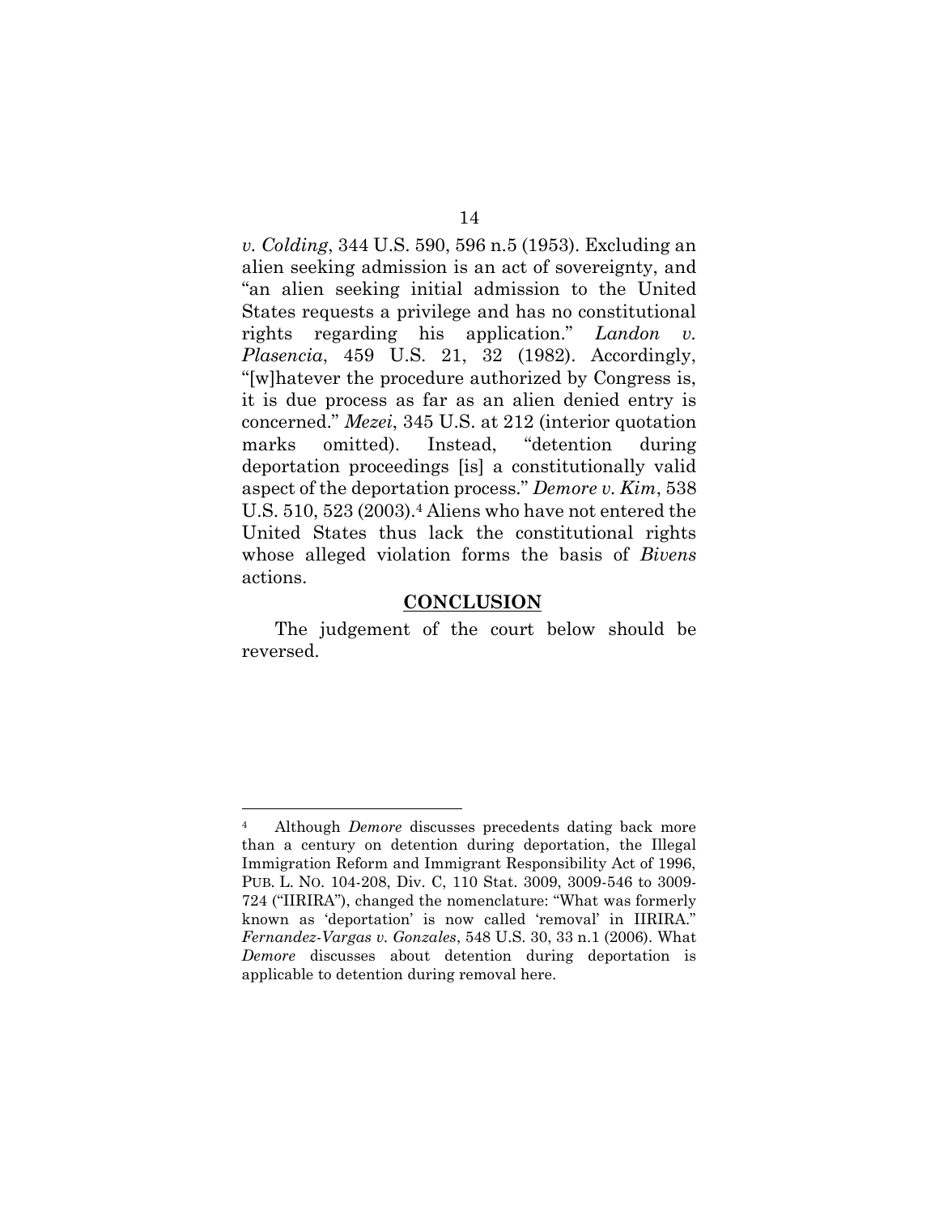*v. Colding*, 344 U.S. 590, 596 n.5 (1953). Excluding an alien seeking admission is an act of sovereignty, and "an alien seeking initial admission to the United States requests a privilege and has no constitutional rights regarding his application." *Landon v. Plasencia*, 459 U.S. 21, 32 (1982). Accordingly, "[w]hatever the procedure authorized by Congress is, it is due process as far as an alien denied entry is concerned." *Mezei*, 345 U.S. at 212 (interior quotation marks omitted). Instead, "detention during deportation proceedings [is] a constitutionally valid aspect of the deportation process." *Demore v. Kim*, 538 U.S. 510, 523 (2003).[4] Aliens who have not entered the United States thus lack the constitutional rights whose alleged violation forms the basis of *Bivens* actions.

## CONCLUSION

The judgement of the court below should be reversed.

---

[4] Although *Demore* discusses precedents dating back more than a century on detention during deportation, the Illegal Immigration Reform and Immigrant Responsibility Act of 1996, PUB. L. NO. 104-208, Div. C, 110 Stat. 3009, 3009-546 to 3009-724 ("IIRIRA"), changed the nomenclature: "What was formerly known as 'deportation' is now called 'removal' in IIRIRA." *Fernandez-Vargas v. Gonzales*, 548 U.S. 30, 33 n.1 (2006). What *Demore* discusses about detention during deportation is applicable to detention during removal here.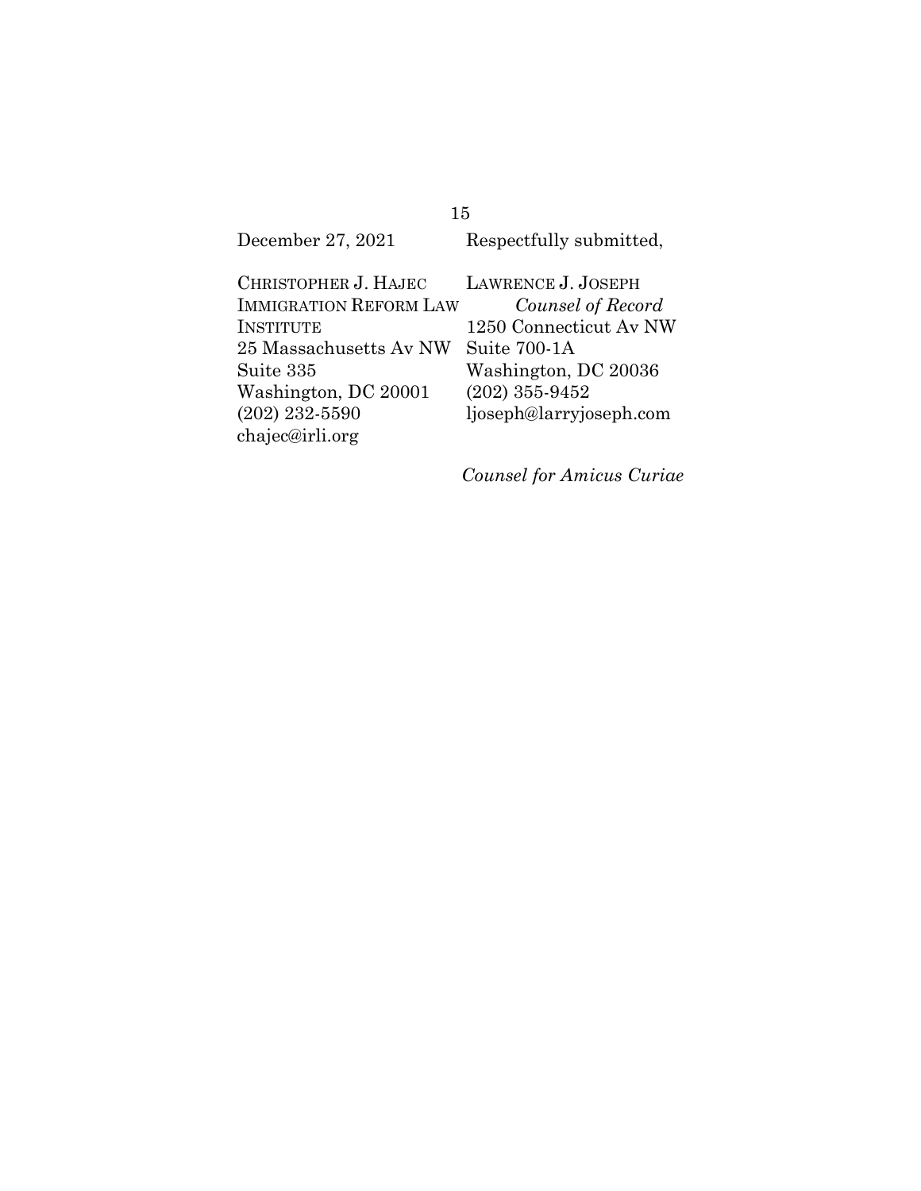December 27, 2021

Respectfully submitted,

CHRISTOPHER J. HAJEC
IMMIGRATION REFORM LAW INSTITUTE
25 Massachusetts Av NW
Suite 335
Washington, DC 20001
(202) 232-5590
chajec@irli.org

LAWRENCE J. JOSEPH
*Counsel of Record*
1250 Connecticut Av NW
Suite 700-1A
Washington, DC 20036
(202) 355-9452
ljoseph@larryjoseph.com

*Counsel for Amicus Curiae*